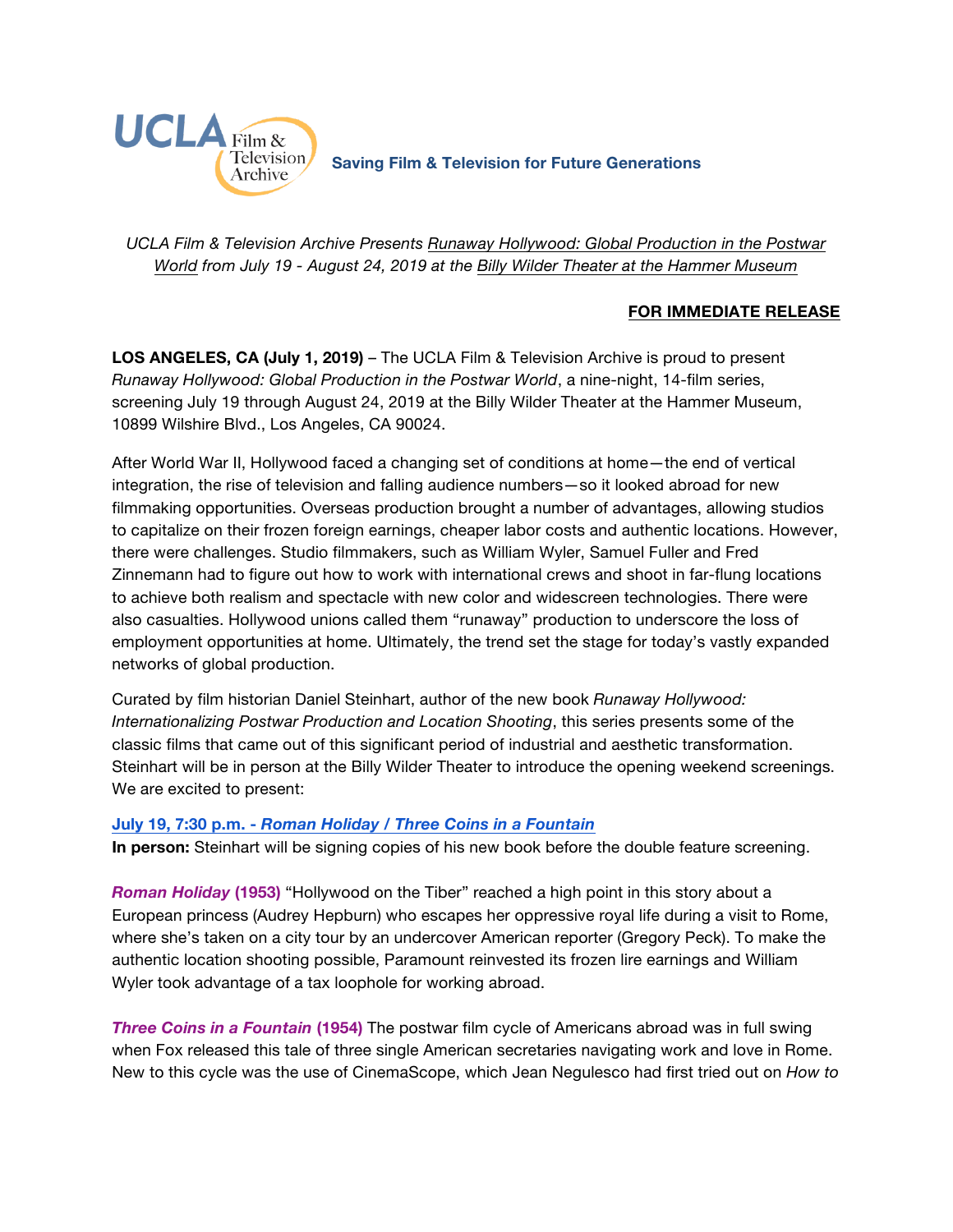UCLA Film & Television Archive

**Saving Film & Television for Future Generations**

*UCLA Film & Television Archive Presents Runaway Hollywood: Global Production in the Postwar World from July 19 - August 24, 2019 at the Billy Wilder Theater at the Hammer Museum*

**FOR IMMEDIATE RELEASE**

**LOS ANGELES, CA (July 1, 2019)** – The UCLA Film & Television Archive is proud to present *Runaway Hollywood: Global Production in the Postwar World*, a nine-night, 14-film series, screening July 19 through August 24, 2019 at the Billy Wilder Theater at the Hammer Museum, 10899 Wilshire Blvd., Los Angeles, CA 90024.

After World War II, Hollywood faced a changing set of conditions at home—the end of vertical integration, the rise of television and falling audience numbers—so it looked abroad for new filmmaking opportunities. Overseas production brought a number of advantages, allowing studios to capitalize on their frozen foreign earnings, cheaper labor costs and authentic locations. However, there were challenges. Studio filmmakers, such as William Wyler, Samuel Fuller and Fred Zinnemann had to figure out how to work with international crews and shoot in far-flung locations to achieve both realism and spectacle with new color and widescreen technologies. There were also casualties. Hollywood unions called them "runaway" production to underscore the loss of employment opportunities at home. Ultimately, the trend set the stage for today's vastly expanded networks of global production.

Curated by film historian Daniel Steinhart, author of the new book *Runaway Hollywood: Internationalizing Postwar Production and Location Shooting*, this series presents some of the classic films that came out of this significant period of industrial and aesthetic transformation. Steinhart will be in person at the Billy Wilder Theater to introduce the opening weekend screenings. We are excited to present:

**July 19, 7:30 p.m. - *Roman Holiday / Three Coins in a Fountain***
**In person:** Steinhart will be signing copies of his new book before the double feature screening.

***Roman Holiday* (1953)** "Hollywood on the Tiber" reached a high point in this story about a European princess (Audrey Hepburn) who escapes her oppressive royal life during a visit to Rome, where she's taken on a city tour by an undercover American reporter (Gregory Peck). To make the authentic location shooting possible, Paramount reinvested its frozen lire earnings and William Wyler took advantage of a tax loophole for working abroad.

***Three Coins in a Fountain* (1954)** The postwar film cycle of Americans abroad was in full swing when Fox released this tale of three single American secretaries navigating work and love in Rome. New to this cycle was the use of CinemaScope, which Jean Negulesco had first tried out on *How to*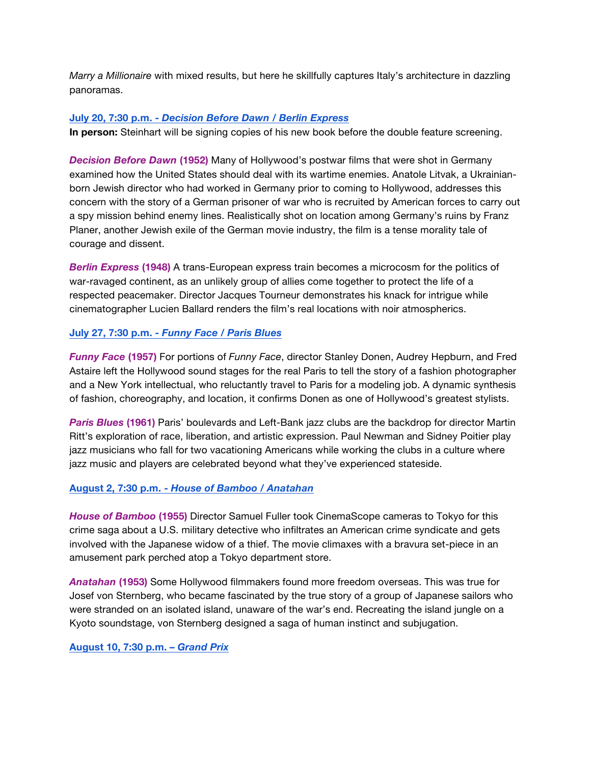*Marry a Millionaire* with mixed results, but here he skillfully captures Italy's architecture in dazzling panoramas.

**July 20, 7:30 p.m. - *Decision Before Dawn / Berlin Express***

**In person:** Steinhart will be signing copies of his new book before the double feature screening.

***Decision Before Dawn* (1952)** Many of Hollywood's postwar films that were shot in Germany examined how the United States should deal with its wartime enemies. Anatole Litvak, a Ukrainian-born Jewish director who had worked in Germany prior to coming to Hollywood, addresses this concern with the story of a German prisoner of war who is recruited by American forces to carry out a spy mission behind enemy lines. Realistically shot on location among Germany's ruins by Franz Planer, another Jewish exile of the German movie industry, the film is a tense morality tale of courage and dissent.

***Berlin Express* (1948)** A trans-European express train becomes a microcosm for the politics of war-ravaged continent, as an unlikely group of allies come together to protect the life of a respected peacemaker. Director Jacques Tourneur demonstrates his knack for intrigue while cinematographer Lucien Ballard renders the film's real locations with noir atmospherics.

**July 27, 7:30 p.m. - *Funny Face / Paris Blues***

***Funny Face* (1957)** For portions of *Funny Face*, director Stanley Donen, Audrey Hepburn, and Fred Astaire left the Hollywood sound stages for the real Paris to tell the story of a fashion photographer and a New York intellectual, who reluctantly travel to Paris for a modeling job. A dynamic synthesis of fashion, choreography, and location, it confirms Donen as one of Hollywood's greatest stylists.

***Paris Blues* (1961)** Paris' boulevards and Left-Bank jazz clubs are the backdrop for director Martin Ritt's exploration of race, liberation, and artistic expression. Paul Newman and Sidney Poitier play jazz musicians who fall for two vacationing Americans while working the clubs in a culture where jazz music and players are celebrated beyond what they've experienced stateside.

**August 2, 7:30 p.m. - *House of Bamboo / Anatahan***

***House of Bamboo* (1955)** Director Samuel Fuller took CinemaScope cameras to Tokyo for this crime saga about a U.S. military detective who infiltrates an American crime syndicate and gets involved with the Japanese widow of a thief. The movie climaxes with a bravura set-piece in an amusement park perched atop a Tokyo department store.

***Anatahan* (1953)** Some Hollywood filmmakers found more freedom overseas. This was true for Josef von Sternberg, who became fascinated by the true story of a group of Japanese sailors who were stranded on an isolated island, unaware of the war's end. Recreating the island jungle on a Kyoto soundstage, von Sternberg designed a saga of human instinct and subjugation.

**August 10, 7:30 p.m. – *Grand Prix***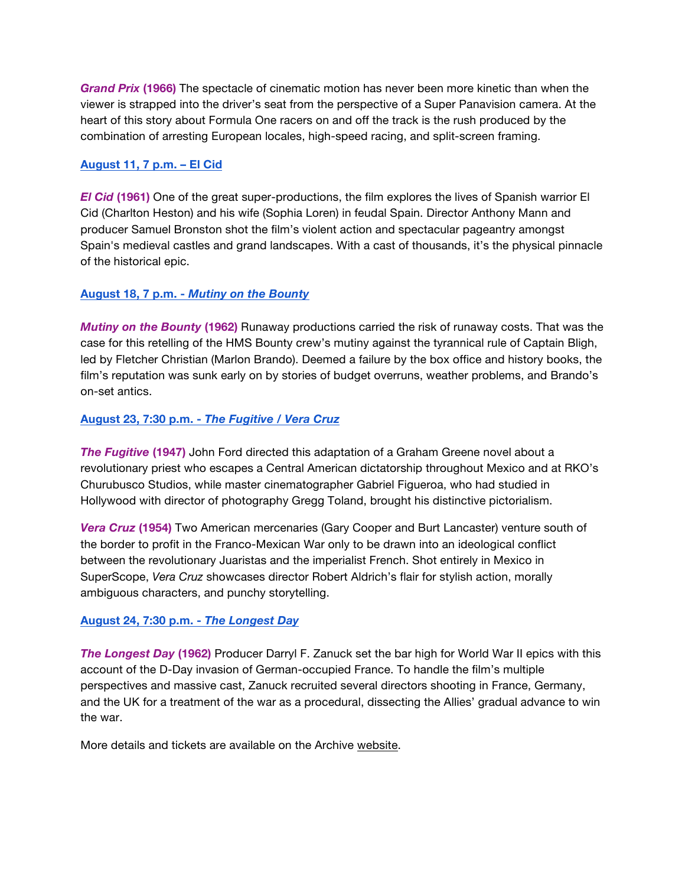***Grand Prix* (1966)** The spectacle of cinematic motion has never been more kinetic than when the viewer is strapped into the driver's seat from the perspective of a Super Panavision camera. At the heart of this story about Formula One racers on and off the track is the rush produced by the combination of arresting European locales, high-speed racing, and split-screen framing.

**August 11, 7 p.m. – El Cid**

***El Cid* (1961)** One of the great super-productions, the film explores the lives of Spanish warrior El Cid (Charlton Heston) and his wife (Sophia Loren) in feudal Spain. Director Anthony Mann and producer Samuel Bronston shot the film's violent action and spectacular pageantry amongst Spain's medieval castles and grand landscapes. With a cast of thousands, it's the physical pinnacle of the historical epic.

**August 18, 7 p.m. - *Mutiny on the Bounty***

***Mutiny on the Bounty* (1962)** Runaway productions carried the risk of runaway costs. That was the case for this retelling of the HMS Bounty crew's mutiny against the tyrannical rule of Captain Bligh, led by Fletcher Christian (Marlon Brando). Deemed a failure by the box office and history books, the film's reputation was sunk early on by stories of budget overruns, weather problems, and Brando's on-set antics.

**August 23, 7:30 p.m. - *The Fugitive / Vera Cruz***

***The Fugitive* (1947)** John Ford directed this adaptation of a Graham Greene novel about a revolutionary priest who escapes a Central American dictatorship throughout Mexico and at RKO's Churubusco Studios, while master cinematographer Gabriel Figueroa, who had studied in Hollywood with director of photography Gregg Toland, brought his distinctive pictorialism.

***Vera Cruz* (1954)** Two American mercenaries (Gary Cooper and Burt Lancaster) venture south of the border to profit in the Franco-Mexican War only to be drawn into an ideological conflict between the revolutionary Juaristas and the imperialist French. Shot entirely in Mexico in SuperScope, *Vera Cruz* showcases director Robert Aldrich's flair for stylish action, morally ambiguous characters, and punchy storytelling.

**August 24, 7:30 p.m. - *The Longest Day***

***The Longest Day* (1962)** Producer Darryl F. Zanuck set the bar high for World War II epics with this account of the D-Day invasion of German-occupied France. To handle the film's multiple perspectives and massive cast, Zanuck recruited several directors shooting in France, Germany, and the UK for a treatment of the war as a procedural, dissecting the Allies' gradual advance to win the war.

More details and tickets are available on the Archive website.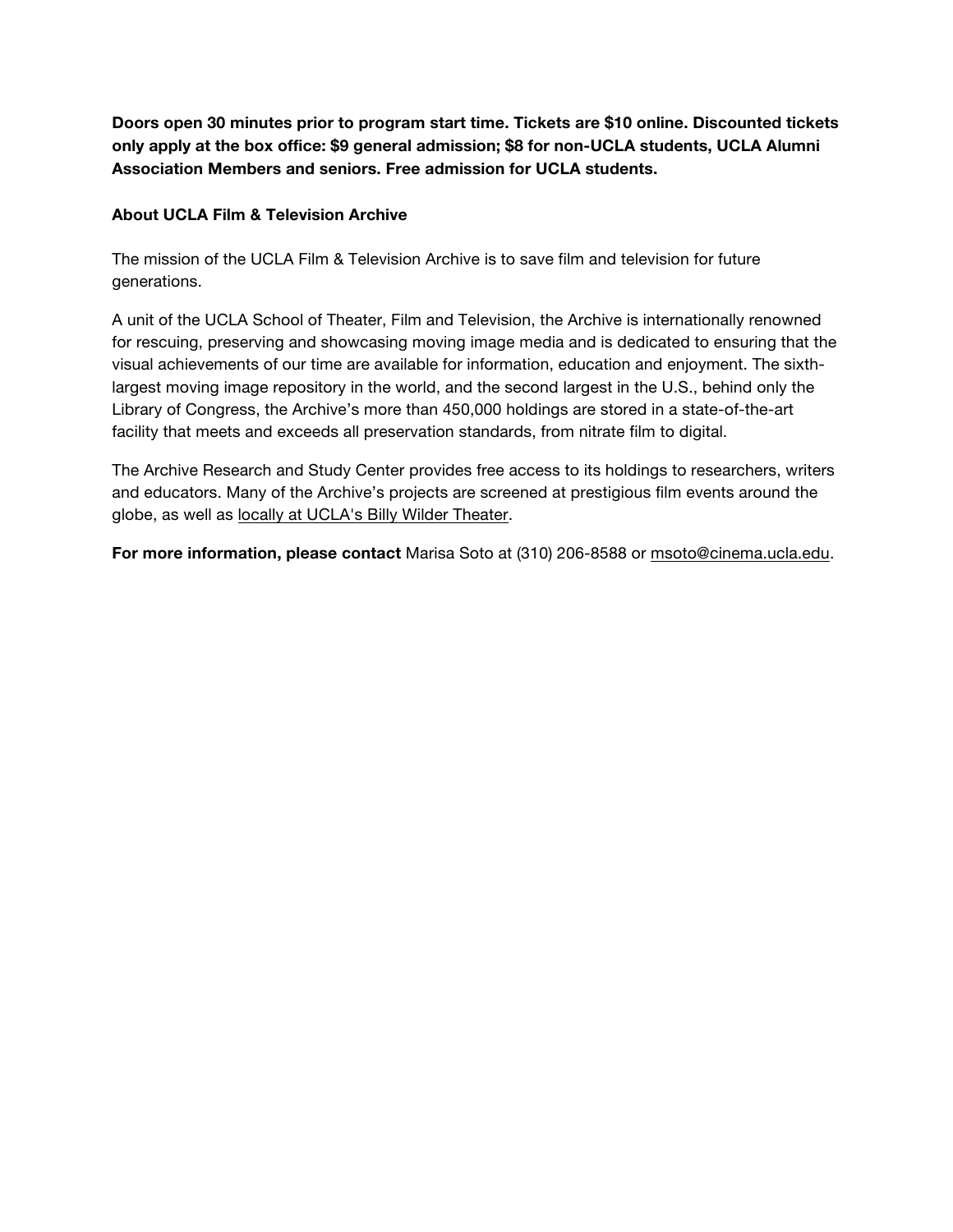**Doors open 30 minutes prior to program start time. Tickets are $10 online. Discounted tickets only apply at the box office: $9 general admission; $8 for non-UCLA students, UCLA Alumni Association Members and seniors. Free admission for UCLA students.**

**About UCLA Film & Television Archive**

The mission of the UCLA Film & Television Archive is to save film and television for future generations.

A unit of the UCLA School of Theater, Film and Television, the Archive is internationally renowned for rescuing, preserving and showcasing moving image media and is dedicated to ensuring that the visual achievements of our time are available for information, education and enjoyment. The sixth-largest moving image repository in the world, and the second largest in the U.S., behind only the Library of Congress, the Archive's more than 450,000 holdings are stored in a state-of-the-art facility that meets and exceeds all preservation standards, from nitrate film to digital.

The Archive Research and Study Center provides free access to its holdings to researchers, writers and educators. Many of the Archive's projects are screened at prestigious film events around the globe, as well as locally at UCLA's Billy Wilder Theater.

**For more information, please contact** Marisa Soto at (310) 206-8588 or msoto@cinema.ucla.edu.